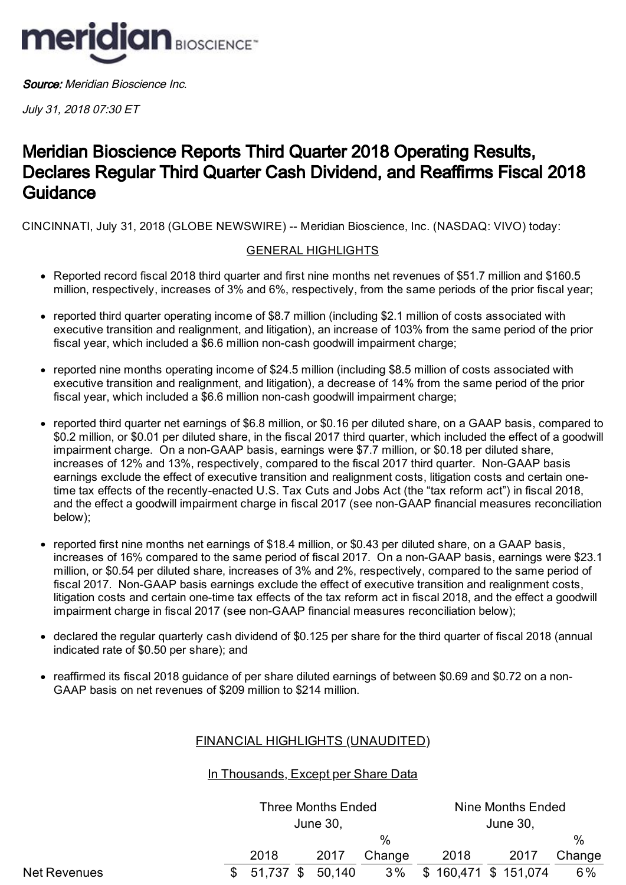**meridian** BIOSCIENCE™

***Source:*** *Meridian Bioscience Inc.*

*July 31, 2018 07:30 ET*

# Meridian Bioscience Reports Third Quarter 2018 Operating Results, Declares Regular Third Quarter Cash Dividend, and Reaffirms Fiscal 2018 Guidance

CINCINNATI, July 31, 2018 (GLOBE NEWSWIRE) -- Meridian Bioscience, Inc. (NASDAQ: VIVO) today:

GENERAL HIGHLIGHTS

- Reported record fiscal 2018 third quarter and first nine months net revenues of $51.7 million and $160.5 million, respectively, increases of 3% and 6%, respectively, from the same periods of the prior fiscal year;
- reported third quarter operating income of $8.7 million (including $2.1 million of costs associated with executive transition and realignment, and litigation), an increase of 103% from the same period of the prior fiscal year, which included a $6.6 million non-cash goodwill impairment charge;
- reported nine months operating income of $24.5 million (including $8.5 million of costs associated with executive transition and realignment, and litigation), a decrease of 14% from the same period of the prior fiscal year, which included a $6.6 million non-cash goodwill impairment charge;
- reported third quarter net earnings of $6.8 million, or $0.16 per diluted share, on a GAAP basis, compared to $0.2 million, or $0.01 per diluted share, in the fiscal 2017 third quarter, which included the effect of a goodwill impairment charge. On a non-GAAP basis, earnings were $7.7 million, or $0.18 per diluted share, increases of 12% and 13%, respectively, compared to the fiscal 2017 third quarter. Non-GAAP basis earnings exclude the effect of executive transition and realignment costs, litigation costs and certain one-time tax effects of the recently-enacted U.S. Tax Cuts and Jobs Act (the "tax reform act") in fiscal 2018, and the effect a goodwill impairment charge in fiscal 2017 (see non-GAAP financial measures reconciliation below);
- reported first nine months net earnings of $18.4 million, or $0.43 per diluted share, on a GAAP basis, increases of 16% compared to the same period of fiscal 2017. On a non-GAAP basis, earnings were $23.1 million, or $0.54 per diluted share, increases of 3% and 2%, respectively, compared to the same period of fiscal 2017. Non-GAAP basis earnings exclude the effect of executive transition and realignment costs, litigation costs and certain one-time tax effects of the tax reform act in fiscal 2018, and the effect a goodwill impairment charge in fiscal 2017 (see non-GAAP financial measures reconciliation below);
- declared the regular quarterly cash dividend of $0.125 per share for the third quarter of fiscal 2018 (annual indicated rate of $0.50 per share); and
- reaffirmed its fiscal 2018 guidance of per share diluted earnings of between $0.69 and $0.72 on a non-GAAP basis on net revenues of $209 million to $214 million.

FINANCIAL HIGHLIGHTS (UNAUDITED)

In Thousands, Except per Share Data

| | Three Months Ended June 30, | | | Nine Months Ended June 30, | | |
|---|---|---|---|---|---|---|
| | 2018 | 2017 | % Change | 2018 | 2017 | % Change |
| Net Revenues | $ 51,737 | $ 50,140 | 3% | $ 160,471 | $ 151,074 | 6% |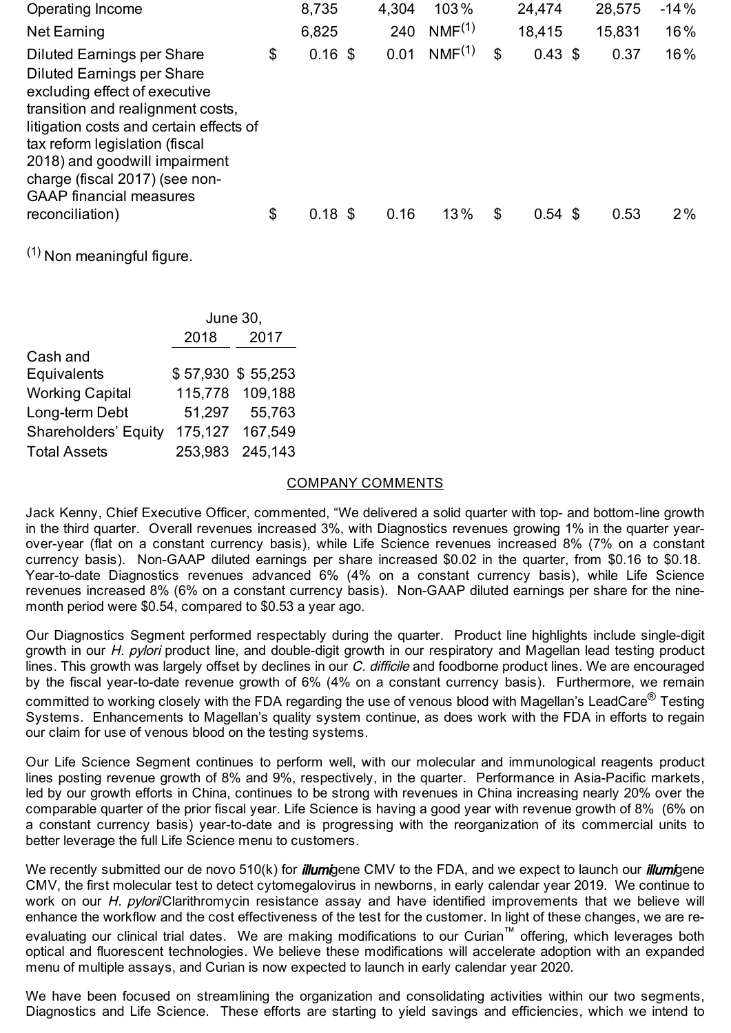| | | | | | | | | |
|---|---|---|---|---|---|---|---|---|
| Operating Income | | 8,735 | 4,304 | 103% | | 24,474 | 28,575 | -14% |
| Net Earning | | 6,825 | 240 | NMF[(1)] | | 18,415 | 15,831 | 16% |
| Diluted Earnings per Share | $ | 0.16 | $ 0.01 | NMF[(1)] | $ | 0.43 | $ 0.37 | 16% |
| Diluted Earnings per Share excluding effect of executive transition and realignment costs, litigation costs and certain effects of tax reform legislation (fiscal 2018) and goodwill impairment charge (fiscal 2017) (see non-GAAP financial measures reconciliation) | $ | 0.18 | $ 0.16 | 13% | $ | 0.54 | $ 0.53 | 2% |

(1) Non meaningful figure.

| | June 30, 2018 | June 30, 2017 |
|---|---|---|
| Cash and Equivalents | $ 57,930 | $ 55,253 |
| Working Capital | 115,778 | 109,188 |
| Long-term Debt | 51,297 | 55,763 |
| Shareholders' Equity | 175,127 | 167,549 |
| Total Assets | 253,983 | 245,143 |

## COMPANY COMMENTS

Jack Kenny, Chief Executive Officer, commented, "We delivered a solid quarter with top- and bottom-line growth in the third quarter. Overall revenues increased 3%, with Diagnostics revenues growing 1% in the quarter year-over-year (flat on a constant currency basis), while Life Science revenues increased 8% (7% on a constant currency basis). Non-GAAP diluted earnings per share increased $0.02 in the quarter, from $0.16 to $0.18. Year-to-date Diagnostics revenues advanced 6% (4% on a constant currency basis), while Life Science revenues increased 8% (6% on a constant currency basis). Non-GAAP diluted earnings per share for the nine-month period were $0.54, compared to $0.53 a year ago.

Our Diagnostics Segment performed respectably during the quarter. Product line highlights include single-digit growth in our *H. pylori* product line, and double-digit growth in our respiratory and Magellan lead testing product lines. This growth was largely offset by declines in our *C. difficile* and foodborne product lines. We are encouraged by the fiscal year-to-date revenue growth of 6% (4% on a constant currency basis). Furthermore, we remain committed to working closely with the FDA regarding the use of venous blood with Magellan's LeadCare® Testing Systems. Enhancements to Magellan's quality system continue, as does work with the FDA in efforts to regain our claim for use of venous blood on the testing systems.

Our Life Science Segment continues to perform well, with our molecular and immunological reagents product lines posting revenue growth of 8% and 9%, respectively, in the quarter. Performance in Asia-Pacific markets, led by our growth efforts in China, continues to be strong with revenues in China increasing nearly 20% over the comparable quarter of the prior fiscal year. Life Science is having a good year with revenue growth of 8% (6% on a constant currency basis) year-to-date and is progressing with the reorganization of its commercial units to better leverage the full Life Science menu to customers.

We recently submitted our de novo 510(k) for ***illumi***gene CMV to the FDA, and we expect to launch our ***illumi***gene CMV, the first molecular test to detect cytomegalovirus in newborns, in early calendar year 2019. We continue to work on our *H. pylori*/Clarithromycin resistance assay and have identified improvements that we believe will enhance the workflow and the cost effectiveness of the test for the customer. In light of these changes, we are re-evaluating our clinical trial dates. We are making modifications to our Curian™ offering, which leverages both optical and fluorescent technologies. We believe these modifications will accelerate adoption with an expanded menu of multiple assays, and Curian is now expected to launch in early calendar year 2020.

We have been focused on streamlining the organization and consolidating activities within our two segments, Diagnostics and Life Science. These efforts are starting to yield savings and efficiencies, which we intend to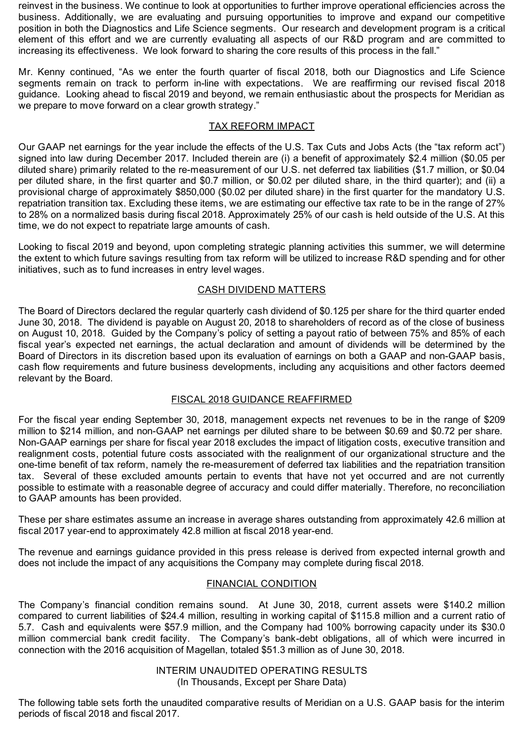reinvest in the business. We continue to look at opportunities to further improve operational efficiencies across the business. Additionally, we are evaluating and pursuing opportunities to improve and expand our competitive position in both the Diagnostics and Life Science segments. Our research and development program is a critical element of this effort and we are currently evaluating all aspects of our R&D program and are committed to increasing its effectiveness. We look forward to sharing the core results of this process in the fall."

Mr. Kenny continued, "As we enter the fourth quarter of fiscal 2018, both our Diagnostics and Life Science segments remain on track to perform in-line with expectations. We are reaffirming our revised fiscal 2018 guidance. Looking ahead to fiscal 2019 and beyond, we remain enthusiastic about the prospects for Meridian as we prepare to move forward on a clear growth strategy."

## TAX REFORM IMPACT

Our GAAP net earnings for the year include the effects of the U.S. Tax Cuts and Jobs Acts (the "tax reform act") signed into law during December 2017. Included therein are (i) a benefit of approximately $2.4 million ($0.05 per diluted share) primarily related to the re-measurement of our U.S. net deferred tax liabilities ($1.7 million, or $0.04 per diluted share, in the first quarter and $0.7 million, or $0.02 per diluted share, in the third quarter); and (ii) a provisional charge of approximately $850,000 ($0.02 per diluted share) in the first quarter for the mandatory U.S. repatriation transition tax. Excluding these items, we are estimating our effective tax rate to be in the range of 27% to 28% on a normalized basis during fiscal 2018. Approximately 25% of our cash is held outside of the U.S. At this time, we do not expect to repatriate large amounts of cash.

Looking to fiscal 2019 and beyond, upon completing strategic planning activities this summer, we will determine the extent to which future savings resulting from tax reform will be utilized to increase R&D spending and for other initiatives, such as to fund increases in entry level wages.

## CASH DIVIDEND MATTERS

The Board of Directors declared the regular quarterly cash dividend of $0.125 per share for the third quarter ended June 30, 2018. The dividend is payable on August 20, 2018 to shareholders of record as of the close of business on August 10, 2018. Guided by the Company's policy of setting a payout ratio of between 75% and 85% of each fiscal year's expected net earnings, the actual declaration and amount of dividends will be determined by the Board of Directors in its discretion based upon its evaluation of earnings on both a GAAP and non-GAAP basis, cash flow requirements and future business developments, including any acquisitions and other factors deemed relevant by the Board.

## FISCAL 2018 GUIDANCE REAFFIRMED

For the fiscal year ending September 30, 2018, management expects net revenues to be in the range of $209 million to $214 million, and non-GAAP net earnings per diluted share to be between $0.69 and $0.72 per share. Non-GAAP earnings per share for fiscal year 2018 excludes the impact of litigation costs, executive transition and realignment costs, potential future costs associated with the realignment of our organizational structure and the one-time benefit of tax reform, namely the re-measurement of deferred tax liabilities and the repatriation transition tax. Several of these excluded amounts pertain to events that have not yet occurred and are not currently possible to estimate with a reasonable degree of accuracy and could differ materially. Therefore, no reconciliation to GAAP amounts has been provided.

These per share estimates assume an increase in average shares outstanding from approximately 42.6 million at fiscal 2017 year-end to approximately 42.8 million at fiscal 2018 year-end.

The revenue and earnings guidance provided in this press release is derived from expected internal growth and does not include the impact of any acquisitions the Company may complete during fiscal 2018.

## FINANCIAL CONDITION

The Company's financial condition remains sound. At June 30, 2018, current assets were $140.2 million compared to current liabilities of $24.4 million, resulting in working capital of $115.8 million and a current ratio of 5.7. Cash and equivalents were $57.9 million, and the Company had 100% borrowing capacity under its $30.0 million commercial bank credit facility. The Company's bank-debt obligations, all of which were incurred in connection with the 2016 acquisition of Magellan, totaled $51.3 million as of June 30, 2018.

## INTERIM UNAUDITED OPERATING RESULTS
(In Thousands, Except per Share Data)

The following table sets forth the unaudited comparative results of Meridian on a U.S. GAAP basis for the interim periods of fiscal 2018 and fiscal 2017.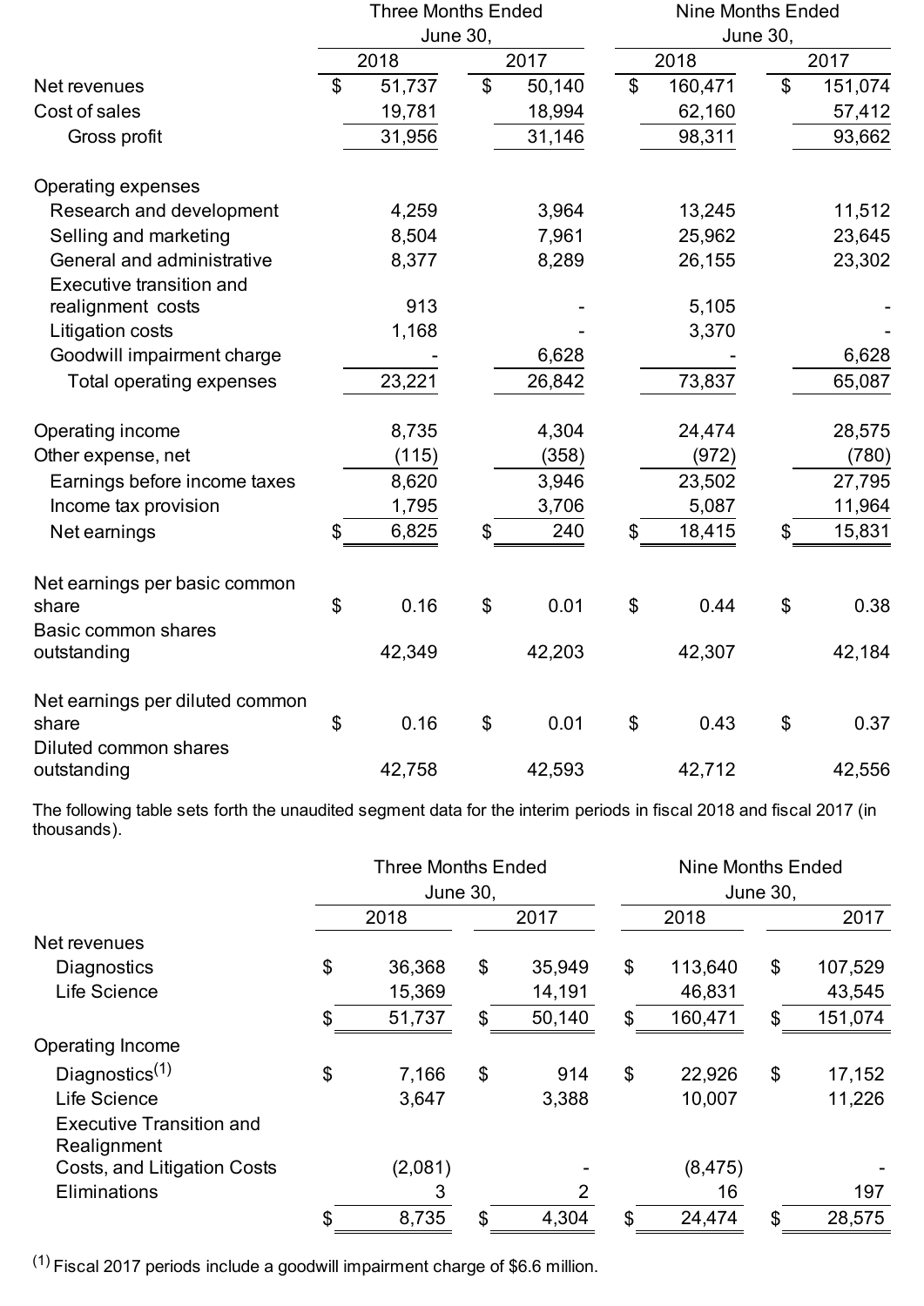| | Three Months Ended June 30, | | Nine Months Ended June 30, | |
|---|---|---|---|---|
| | 2018 | 2017 | 2018 | 2017 |
| Net revenues | $ 51,737 | $ 50,140 | $ 160,471 | $ 151,074 |
| Cost of sales | 19,781 | 18,994 | 62,160 | 57,412 |
| Gross profit | 31,956 | 31,146 | 98,311 | 93,662 |
| | | | | |
| Operating expenses | | | | |
| Research and development | 4,259 | 3,964 | 13,245 | 11,512 |
| Selling and marketing | 8,504 | 7,961 | 25,962 | 23,645 |
| General and administrative | 8,377 | 8,289 | 26,155 | 23,302 |
| Executive transition and realignment costs | 913 | - | 5,105 | - |
| Litigation costs | 1,168 | - | 3,370 | - |
| Goodwill impairment charge | - | 6,628 | - | 6,628 |
| Total operating expenses | 23,221 | 26,842 | 73,837 | 65,087 |
| | | | | |
| Operating income | 8,735 | 4,304 | 24,474 | 28,575 |
| Other expense, net | (115) | (358) | (972) | (780) |
| Earnings before income taxes | 8,620 | 3,946 | 23,502 | 27,795 |
| Income tax provision | 1,795 | 3,706 | 5,087 | 11,964 |
| Net earnings | $ 6,825 | $ 240 | $ 18,415 | $ 15,831 |
| | | | | |
| Net earnings per basic common share | $ 0.16 | $ 0.01 | $ 0.44 | $ 0.38 |
| Basic common shares outstanding | 42,349 | 42,203 | 42,307 | 42,184 |
| | | | | |
| Net earnings per diluted common share | $ 0.16 | $ 0.01 | $ 0.43 | $ 0.37 |
| Diluted common shares outstanding | 42,758 | 42,593 | 42,712 | 42,556 |

The following table sets forth the unaudited segment data for the interim periods in fiscal 2018 and fiscal 2017 (in thousands).

| | Three Months Ended June 30, | | Nine Months Ended June 30, | |
|---|---|---|---|---|
| | 2018 | 2017 | 2018 | 2017 |
| Net revenues | | | | |
| Diagnostics | $ 36,368 | $ 35,949 | $ 113,640 | $ 107,529 |
| Life Science | 15,369 | 14,191 | 46,831 | 43,545 |
| | $ 51,737 | $ 50,140 | $ 160,471 | $ 151,074 |
| Operating Income | | | | |
| Diagnostics[(1)] | $ 7,166 | $ 914 | $ 22,926 | $ 17,152 |
| Life Science | 3,647 | 3,388 | 10,007 | 11,226 |
| Executive Transition and Realignment Costs, and Litigation Costs | (2,081) | - | (8,475) | - |
| Eliminations | 3 | 2 | 16 | 197 |
| | $ 8,735 | $ 4,304 | $ 24,474 | $ 28,575 |

[(1)] Fiscal 2017 periods include a goodwill impairment charge of $6.6 million.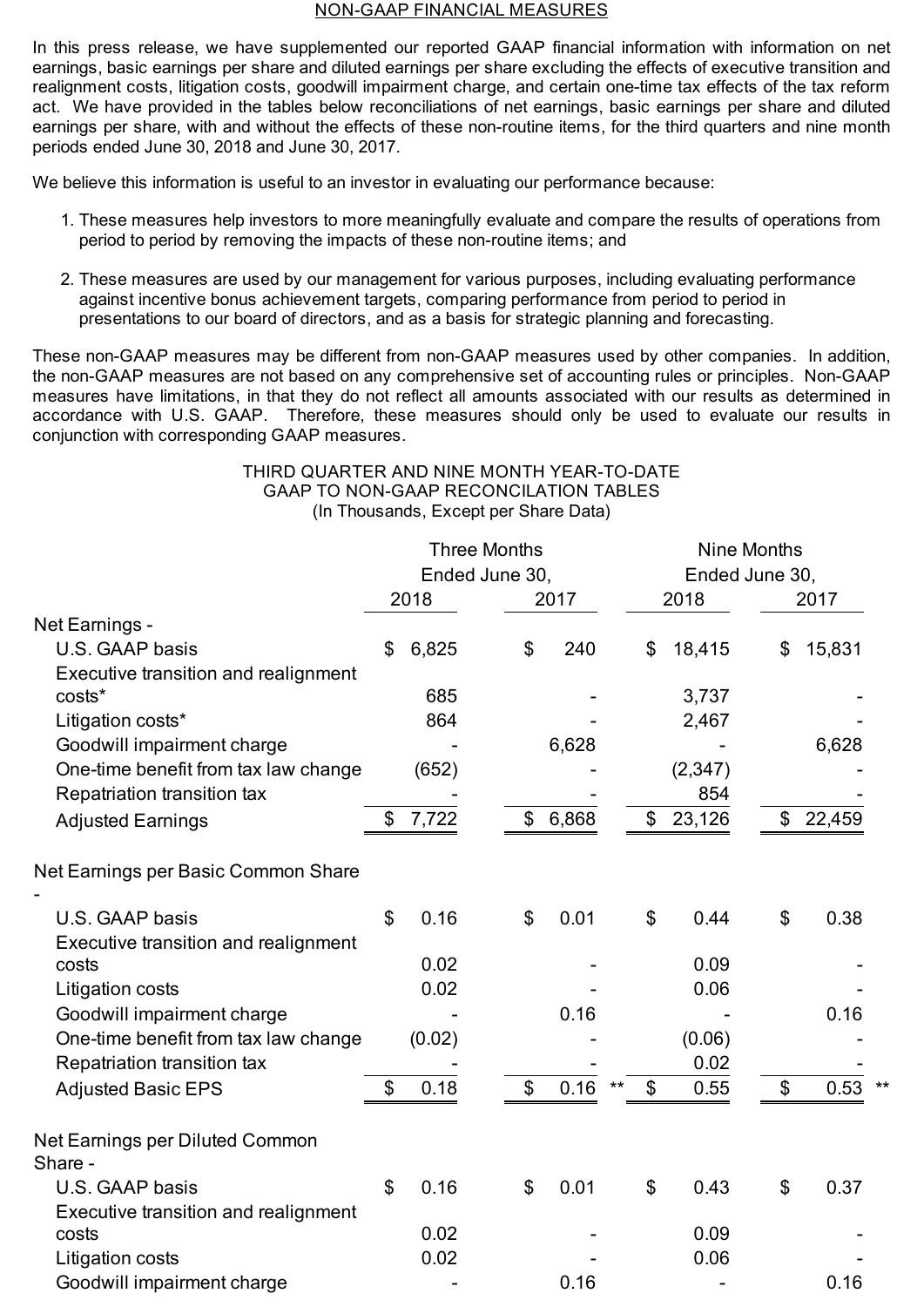## NON-GAAP FINANCIAL MEASURES

In this press release, we have supplemented our reported GAAP financial information with information on net earnings, basic earnings per share and diluted earnings per share excluding the effects of executive transition and realignment costs, litigation costs, goodwill impairment charge, and certain one-time tax effects of the tax reform act. We have provided in the tables below reconciliations of net earnings, basic earnings per share and diluted earnings per share, with and without the effects of these non-routine items, for the third quarters and nine month periods ended June 30, 2018 and June 30, 2017.

We believe this information is useful to an investor in evaluating our performance because:

1. These measures help investors to more meaningfully evaluate and compare the results of operations from period to period by removing the impacts of these non-routine items; and
2. These measures are used by our management for various purposes, including evaluating performance against incentive bonus achievement targets, comparing performance from period to period in presentations to our board of directors, and as a basis for strategic planning and forecasting.

These non-GAAP measures may be different from non-GAAP measures used by other companies. In addition, the non-GAAP measures are not based on any comprehensive set of accounting rules or principles. Non-GAAP measures have limitations, in that they do not reflect all amounts associated with our results as determined in accordance with U.S. GAAP. Therefore, these measures should only be used to evaluate our results in conjunction with corresponding GAAP measures.

### THIRD QUARTER AND NINE MONTH YEAR-TO-DATE GAAP TO NON-GAAP RECONCILATION TABLES
(In Thousands, Except per Share Data)

| | Three Months Ended June 30, | | Nine Months Ended June 30, | |
|---|---|---|---|---|
| | 2018 | 2017 | 2018 | 2017 |
| **Net Earnings -** | | | | |
| U.S. GAAP basis | $ 6,825 | $ 240 | $ 18,415 | $ 15,831 |
| Executive transition and realignment costs* | 685 | - | 3,737 | - |
| Litigation costs* | 864 | - | 2,467 | - |
| Goodwill impairment charge | - | 6,628 | - | 6,628 |
| One-time benefit from tax law change | (652) | - | (2,347) | - |
| Repatriation transition tax | - | - | 854 | - |
| Adjusted Earnings | $ 7,722 | $ 6,868 | $ 23,126 | $ 22,459 |
| **Net Earnings per Basic Common Share -** | | | | |
| U.S. GAAP basis | $ 0.16 | $ 0.01 | $ 0.44 | $ 0.38 |
| Executive transition and realignment costs | 0.02 | - | 0.09 | - |
| Litigation costs | 0.02 | - | 0.06 | - |
| Goodwill impairment charge | - | 0.16 | - | 0.16 |
| One-time benefit from tax law change | (0.02) | - | (0.06) | - |
| Repatriation transition tax | - | - | 0.02 | - |
| Adjusted Basic EPS | $ 0.18 | $ 0.16 ** | $ 0.55 | $ 0.53 ** |
| **Net Earnings per Diluted Common Share -** | | | | |
| U.S. GAAP basis | $ 0.16 | $ 0.01 | $ 0.43 | $ 0.37 |
| Executive transition and realignment costs | 0.02 | - | 0.09 | - |
| Litigation costs | 0.02 | - | 0.06 | - |
| Goodwill impairment charge | - | 0.16 | - | 0.16 |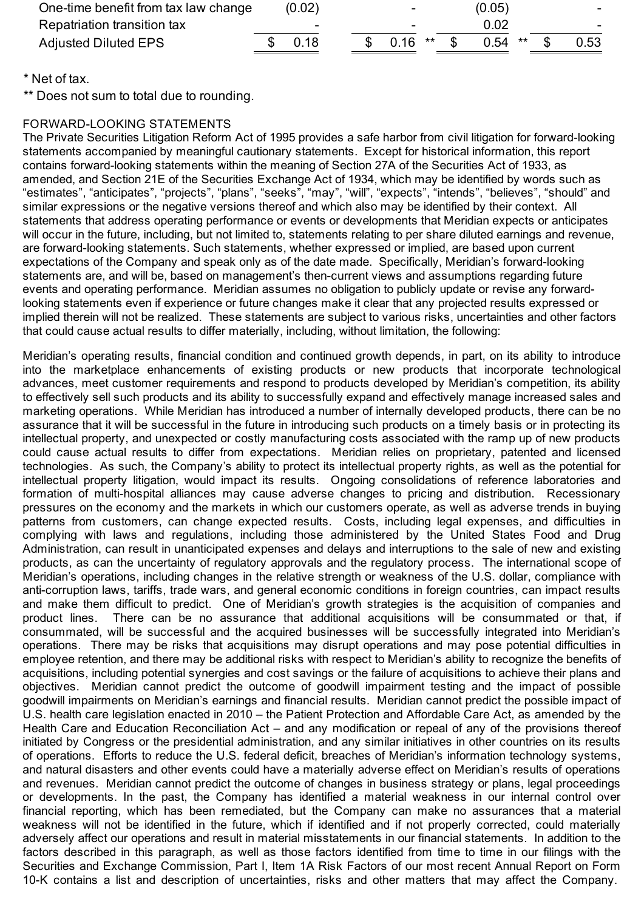| | | | | |
|---|---|---|---|---|
| One-time benefit from tax law change | (0.02) | - | (0.05) | - |
| Repatriation transition tax | - | - | 0.02 | - |
| Adjusted Diluted EPS | $ 0.18 | $ 0.16 ** | $ 0.54 ** | $ 0.53 |

\* Net of tax.

** Does not sum to total due to rounding.

FORWARD-LOOKING STATEMENTS

The Private Securities Litigation Reform Act of 1995 provides a safe harbor from civil litigation for forward-looking statements accompanied by meaningful cautionary statements. Except for historical information, this report contains forward-looking statements within the meaning of Section 27A of the Securities Act of 1933, as amended, and Section 21E of the Securities Exchange Act of 1934, which may be identified by words such as "estimates", "anticipates", "projects", "plans", "seeks", "may", "will", "expects", "intends", "believes", "should" and similar expressions or the negative versions thereof and which also may be identified by their context. All statements that address operating performance or events or developments that Meridian expects or anticipates will occur in the future, including, but not limited to, statements relating to per share diluted earnings and revenue, are forward-looking statements. Such statements, whether expressed or implied, are based upon current expectations of the Company and speak only as of the date made. Specifically, Meridian's forward-looking statements are, and will be, based on management's then-current views and assumptions regarding future events and operating performance. Meridian assumes no obligation to publicly update or revise any forward-looking statements even if experience or future changes make it clear that any projected results expressed or implied therein will not be realized. These statements are subject to various risks, uncertainties and other factors that could cause actual results to differ materially, including, without limitation, the following:

Meridian's operating results, financial condition and continued growth depends, in part, on its ability to introduce into the marketplace enhancements of existing products or new products that incorporate technological advances, meet customer requirements and respond to products developed by Meridian's competition, its ability to effectively sell such products and its ability to successfully expand and effectively manage increased sales and marketing operations. While Meridian has introduced a number of internally developed products, there can be no assurance that it will be successful in the future in introducing such products on a timely basis or in protecting its intellectual property, and unexpected or costly manufacturing costs associated with the ramp up of new products could cause actual results to differ from expectations. Meridian relies on proprietary, patented and licensed technologies. As such, the Company's ability to protect its intellectual property rights, as well as the potential for intellectual property litigation, would impact its results. Ongoing consolidations of reference laboratories and formation of multi-hospital alliances may cause adverse changes to pricing and distribution. Recessionary pressures on the economy and the markets in which our customers operate, as well as adverse trends in buying patterns from customers, can change expected results. Costs, including legal expenses, and difficulties in complying with laws and regulations, including those administered by the United States Food and Drug Administration, can result in unanticipated expenses and delays and interruptions to the sale of new and existing products, as can the uncertainty of regulatory approvals and the regulatory process. The international scope of Meridian's operations, including changes in the relative strength or weakness of the U.S. dollar, compliance with anti-corruption laws, tariffs, trade wars, and general economic conditions in foreign countries, can impact results and make them difficult to predict. One of Meridian's growth strategies is the acquisition of companies and product lines. There can be no assurance that additional acquisitions will be consummated or that, if consummated, will be successful and the acquired businesses will be successfully integrated into Meridian's operations. There may be risks that acquisitions may disrupt operations and may pose potential difficulties in employee retention, and there may be additional risks with respect to Meridian's ability to recognize the benefits of acquisitions, including potential synergies and cost savings or the failure of acquisitions to achieve their plans and objectives. Meridian cannot predict the outcome of goodwill impairment testing and the impact of possible goodwill impairments on Meridian's earnings and financial results. Meridian cannot predict the possible impact of U.S. health care legislation enacted in 2010 – the Patient Protection and Affordable Care Act, as amended by the Health Care and Education Reconciliation Act – and any modification or repeal of any of the provisions thereof initiated by Congress or the presidential administration, and any similar initiatives in other countries on its results of operations. Efforts to reduce the U.S. federal deficit, breaches of Meridian's information technology systems, and natural disasters and other events could have a materially adverse effect on Meridian's results of operations and revenues. Meridian cannot predict the outcome of changes in business strategy or plans, legal proceedings or developments. In the past, the Company has identified a material weakness in our internal control over financial reporting, which has been remediated, but the Company can make no assurances that a material weakness will not be identified in the future, which if identified and if not properly corrected, could materially adversely affect our operations and result in material misstatements in our financial statements. In addition to the factors described in this paragraph, as well as those factors identified from time to time in our filings with the Securities and Exchange Commission, Part I, Item 1A Risk Factors of our most recent Annual Report on Form 10-K contains a list and description of uncertainties, risks and other matters that may affect the Company.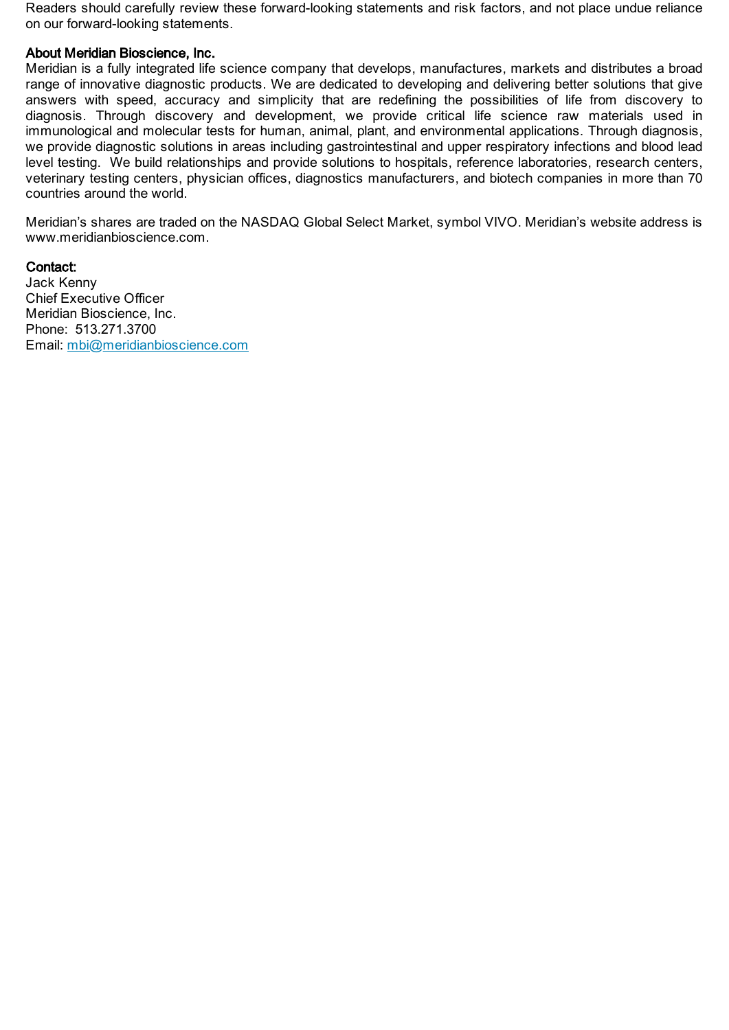Readers should carefully review these forward-looking statements and risk factors, and not place undue reliance on our forward-looking statements.

**About Meridian Bioscience, Inc.**

Meridian is a fully integrated life science company that develops, manufactures, markets and distributes a broad range of innovative diagnostic products. We are dedicated to developing and delivering better solutions that give answers with speed, accuracy and simplicity that are redefining the possibilities of life from discovery to diagnosis. Through discovery and development, we provide critical life science raw materials used in immunological and molecular tests for human, animal, plant, and environmental applications. Through diagnosis, we provide diagnostic solutions in areas including gastrointestinal and upper respiratory infections and blood lead level testing. We build relationships and provide solutions to hospitals, reference laboratories, research centers, veterinary testing centers, physician offices, diagnostics manufacturers, and biotech companies in more than 70 countries around the world.

Meridian's shares are traded on the NASDAQ Global Select Market, symbol VIVO. Meridian's website address is www.meridianbioscience.com.

**Contact:**

Jack Kenny
Chief Executive Officer
Meridian Bioscience, Inc.
Phone: 513.271.3700
Email: mbi@meridianbioscience.com